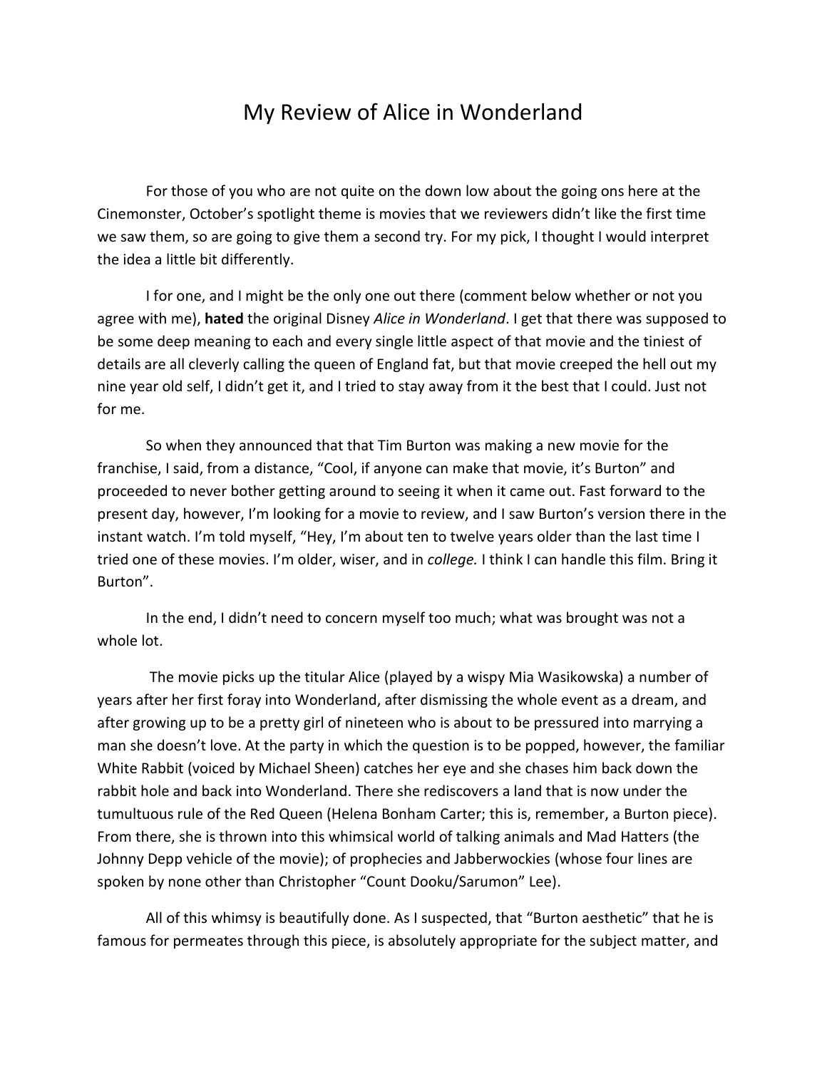# My Review of Alice in Wonderland

For those of you who are not quite on the down low about the going ons here at the Cinemonster, October's spotlight theme is movies that we reviewers didn't like the first time we saw them, so are going to give them a second try. For my pick, I thought I would interpret the idea a little bit differently.

I for one, and I might be the only one out there (comment below whether or not you agree with me), **hated** the original Disney *Alice in Wonderland*. I get that there was supposed to be some deep meaning to each and every single little aspect of that movie and the tiniest of details are all cleverly calling the queen of England fat, but that movie creeped the hell out my nine year old self, I didn't get it, and I tried to stay away from it the best that I could. Just not for me.

So when they announced that that Tim Burton was making a new movie for the franchise, I said, from a distance, "Cool, if anyone can make that movie, it's Burton" and proceeded to never bother getting around to seeing it when it came out. Fast forward to the present day, however, I'm looking for a movie to review, and I saw Burton's version there in the instant watch. I'm told myself, "Hey, I'm about ten to twelve years older than the last time I tried one of these movies. I'm older, wiser, and in *college.* I think I can handle this film. Bring it Burton".

In the end, I didn't need to concern myself too much; what was brought was not a whole lot.

The movie picks up the titular Alice (played by a wispy Mia Wasikowska) a number of years after her first foray into Wonderland, after dismissing the whole event as a dream, and after growing up to be a pretty girl of nineteen who is about to be pressured into marrying a man she doesn't love. At the party in which the question is to be popped, however, the familiar White Rabbit (voiced by Michael Sheen) catches her eye and she chases him back down the rabbit hole and back into Wonderland. There she rediscovers a land that is now under the tumultuous rule of the Red Queen (Helena Bonham Carter; this is, remember, a Burton piece). From there, she is thrown into this whimsical world of talking animals and Mad Hatters (the Johnny Depp vehicle of the movie); of prophecies and Jabberwockies (whose four lines are spoken by none other than Christopher "Count Dooku/Sarumon" Lee).

All of this whimsy is beautifully done. As I suspected, that "Burton aesthetic" that he is famous for permeates through this piece, is absolutely appropriate for the subject matter, and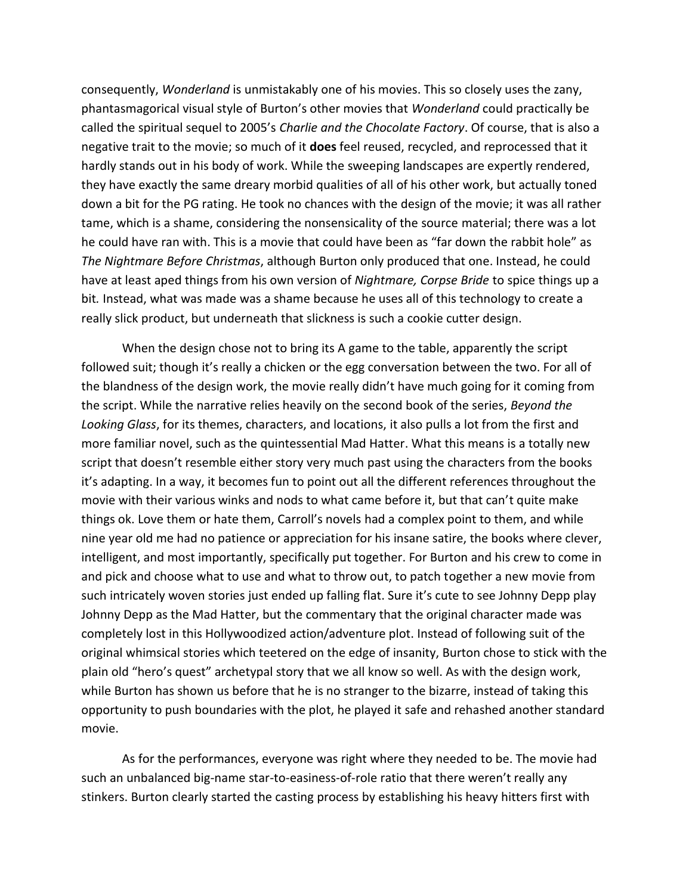consequently, *Wonderland* is unmistakably one of his movies. This so closely uses the zany, phantasmagorical visual style of Burton's other movies that *Wonderland* could practically be called the spiritual sequel to 2005's *Charlie and the Chocolate Factory*. Of course, that is also a negative trait to the movie; so much of it **does** feel reused, recycled, and reprocessed that it hardly stands out in his body of work. While the sweeping landscapes are expertly rendered, they have exactly the same dreary morbid qualities of all of his other work, but actually toned down a bit for the PG rating. He took no chances with the design of the movie; it was all rather tame, which is a shame, considering the nonsensicality of the source material; there was a lot he could have ran with. This is a movie that could have been as "far down the rabbit hole" as *The Nightmare Before Christmas*, although Burton only produced that one. Instead, he could have at least aped things from his own version of *Nightmare, Corpse Bride* to spice things up a bit. Instead, what was made was a shame because he uses all of this technology to create a really slick product, but underneath that slickness is such a cookie cutter design.

When the design chose not to bring its A game to the table, apparently the script followed suit; though it's really a chicken or the egg conversation between the two. For all of the blandness of the design work, the movie really didn't have much going for it coming from the script. While the narrative relies heavily on the second book of the series, *Beyond the Looking Glass*, for its themes, characters, and locations, it also pulls a lot from the first and more familiar novel, such as the quintessential Mad Hatter. What this means is a totally new script that doesn't resemble either story very much past using the characters from the books it's adapting. In a way, it becomes fun to point out all the different references throughout the movie with their various winks and nods to what came before it, but that can't quite make things ok. Love them or hate them, Carroll's novels had a complex point to them, and while nine year old me had no patience or appreciation for his insane satire, the books where clever, intelligent, and most importantly, specifically put together. For Burton and his crew to come in and pick and choose what to use and what to throw out, to patch together a new movie from such intricately woven stories just ended up falling flat. Sure it's cute to see Johnny Depp play Johnny Depp as the Mad Hatter, but the commentary that the original character made was completely lost in this Hollywoodized action/adventure plot. Instead of following suit of the original whimsical stories which teetered on the edge of insanity, Burton chose to stick with the plain old "hero's quest" archetypal story that we all know so well. As with the design work, while Burton has shown us before that he is no stranger to the bizarre, instead of taking this opportunity to push boundaries with the plot, he played it safe and rehashed another standard movie.

As for the performances, everyone was right where they needed to be. The movie had such an unbalanced big-name star-to-easiness-of-role ratio that there weren't really any stinkers. Burton clearly started the casting process by establishing his heavy hitters first with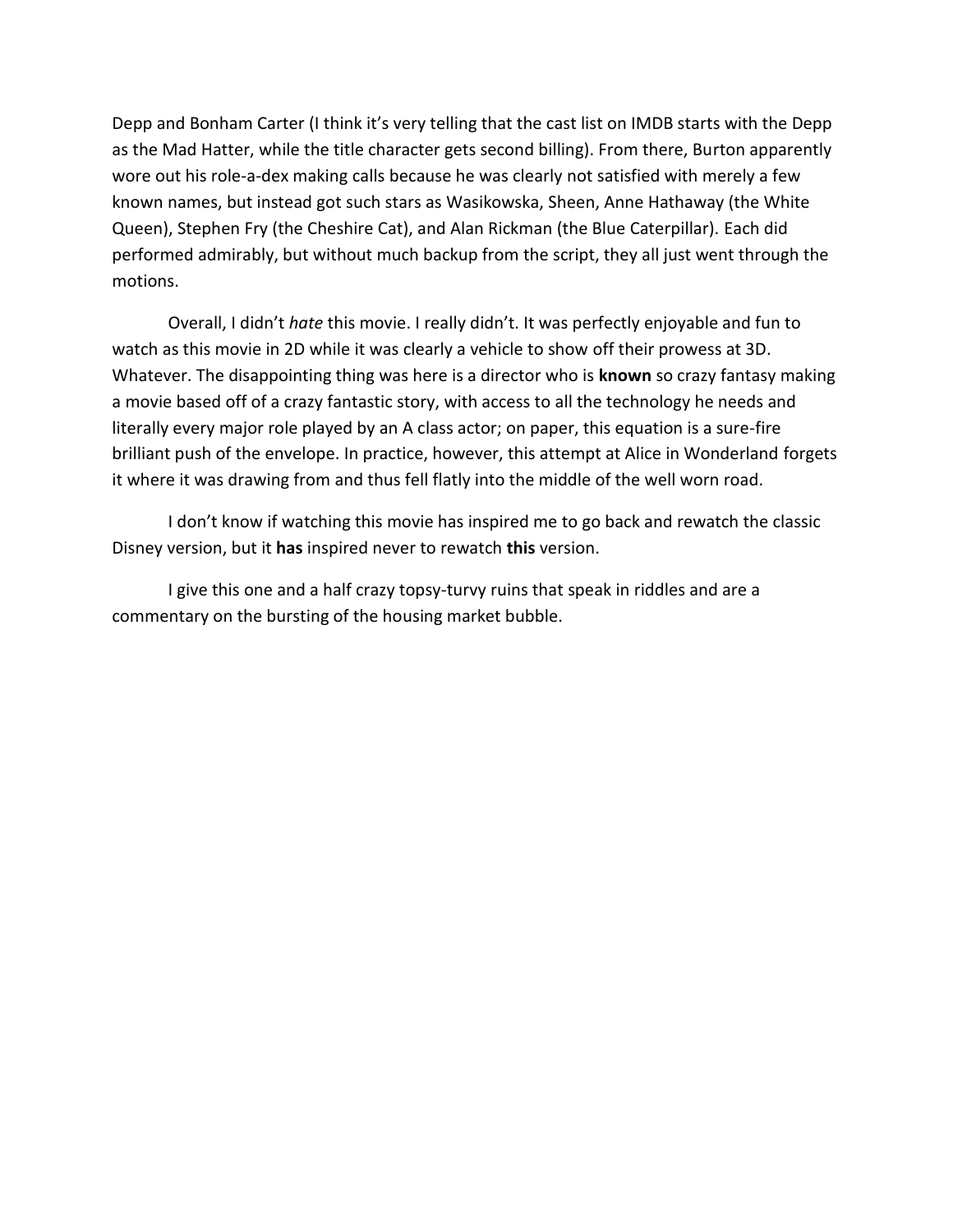Depp and Bonham Carter (I think it's very telling that the cast list on IMDB starts with the Depp as the Mad Hatter, while the title character gets second billing). From there, Burton apparently wore out his role-a-dex making calls because he was clearly not satisfied with merely a few known names, but instead got such stars as Wasikowska, Sheen, Anne Hathaway (the White Queen), Stephen Fry (the Cheshire Cat), and Alan Rickman (the Blue Caterpillar). Each did performed admirably, but without much backup from the script, they all just went through the motions.

Overall, I didn't *hate* this movie. I really didn't. It was perfectly enjoyable and fun to watch as this movie in 2D while it was clearly a vehicle to show off their prowess at 3D. Whatever. The disappointing thing was here is a director who is **known** so crazy fantasy making a movie based off of a crazy fantastic story, with access to all the technology he needs and literally every major role played by an A class actor; on paper, this equation is a sure-fire brilliant push of the envelope. In practice, however, this attempt at Alice in Wonderland forgets it where it was drawing from and thus fell flatly into the middle of the well worn road.

I don't know if watching this movie has inspired me to go back and rewatch the classic Disney version, but it **has** inspired never to rewatch **this** version.

I give this one and a half crazy topsy-turvy ruins that speak in riddles and are a commentary on the bursting of the housing market bubble.